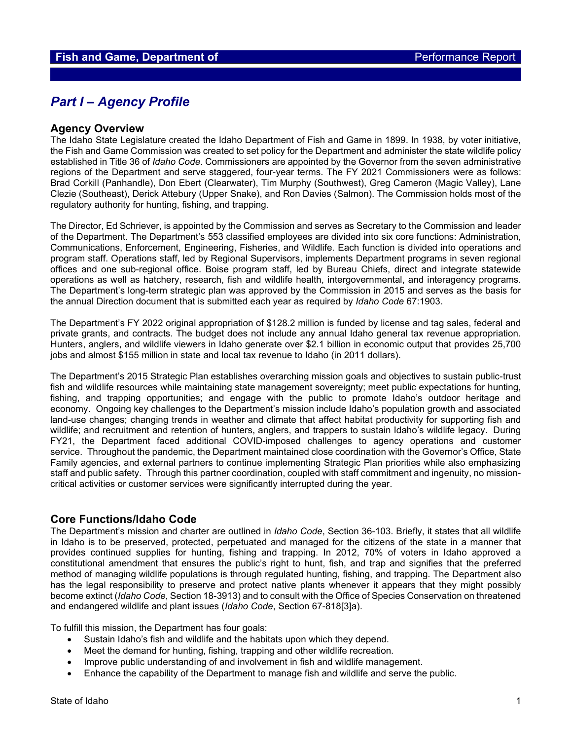**Fish and Game, Department of** Performance Report

# *Part I – Agency Profile*

## Agency Overview

The Idaho State Legislature created the Idaho Department of Fish and Game in 1899. In 1938, by voter initiative, the Fish and Game Commission was created to set policy for the Department and administer the state wildlife policy established in Title 36 of *Idaho Code*. Commissioners are appointed by the Governor from the seven administrative regions of the Department and serve staggered, four-year terms. The FY 2021 Commissioners were as follows: Brad Corkill (Panhandle), Don Ebert (Clearwater), Tim Murphy (Southwest), Greg Cameron (Magic Valley), Lane Clezie (Southeast), Derick Attebury (Upper Snake), and Ron Davies (Salmon). The Commission holds most of the regulatory authority for hunting, fishing, and trapping.

The Director, Ed Schriever, is appointed by the Commission and serves as Secretary to the Commission and leader of the Department. The Department's 553 classified employees are divided into six core functions: Administration, Communications, Enforcement, Engineering, Fisheries, and Wildlife. Each function is divided into operations and program staff. Operations staff, led by Regional Supervisors, implements Department programs in seven regional offices and one sub-regional office. Boise program staff, led by Bureau Chiefs, direct and integrate statewide operations as well as hatchery, research, fish and wildlife health, intergovernmental, and interagency programs. The Department's long-term strategic plan was approved by the Commission in 2015 and serves as the basis for the annual Direction document that is submitted each year as required by *Idaho Code* 67:1903.

The Department's FY 2022 original appropriation of $128.2 million is funded by license and tag sales, federal and private grants, and contracts. The budget does not include any annual Idaho general tax revenue appropriation. Hunters, anglers, and wildlife viewers in Idaho generate over $2.1 billion in economic output that provides 25,700 jobs and almost $155 million in state and local tax revenue to Idaho (in 2011 dollars).

The Department's 2015 Strategic Plan establishes overarching mission goals and objectives to sustain public-trust fish and wildlife resources while maintaining state management sovereignty; meet public expectations for hunting, fishing, and trapping opportunities; and engage with the public to promote Idaho's outdoor heritage and economy. Ongoing key challenges to the Department's mission include Idaho's population growth and associated land-use changes; changing trends in weather and climate that affect habitat productivity for supporting fish and wildlife; and recruitment and retention of hunters, anglers, and trappers to sustain Idaho's wildlife legacy. During FY21, the Department faced additional COVID-imposed challenges to agency operations and customer service. Throughout the pandemic, the Department maintained close coordination with the Governor's Office, State Family agencies, and external partners to continue implementing Strategic Plan priorities while also emphasizing staff and public safety. Through this partner coordination, coupled with staff commitment and ingenuity, no mission-critical activities or customer services were significantly interrupted during the year.

## Core Functions/Idaho Code

The Department's mission and charter are outlined in *Idaho Code*, Section 36-103. Briefly, it states that all wildlife in Idaho is to be preserved, protected, perpetuated and managed for the citizens of the state in a manner that provides continued supplies for hunting, fishing and trapping. In 2012, 70% of voters in Idaho approved a constitutional amendment that ensures the public's right to hunt, fish, and trap and signifies that the preferred method of managing wildlife populations is through regulated hunting, fishing, and trapping. The Department also has the legal responsibility to preserve and protect native plants whenever it appears that they might possibly become extinct (*Idaho Code*, Section 18-3913) and to consult with the Office of Species Conservation on threatened and endangered wildlife and plant issues (*Idaho Code*, Section 67-818[3]a).

To fulfill this mission, the Department has four goals:

- Sustain Idaho's fish and wildlife and the habitats upon which they depend.
- Meet the demand for hunting, fishing, trapping and other wildlife recreation.
- Improve public understanding of and involvement in fish and wildlife management.
- Enhance the capability of the Department to manage fish and wildlife and serve the public.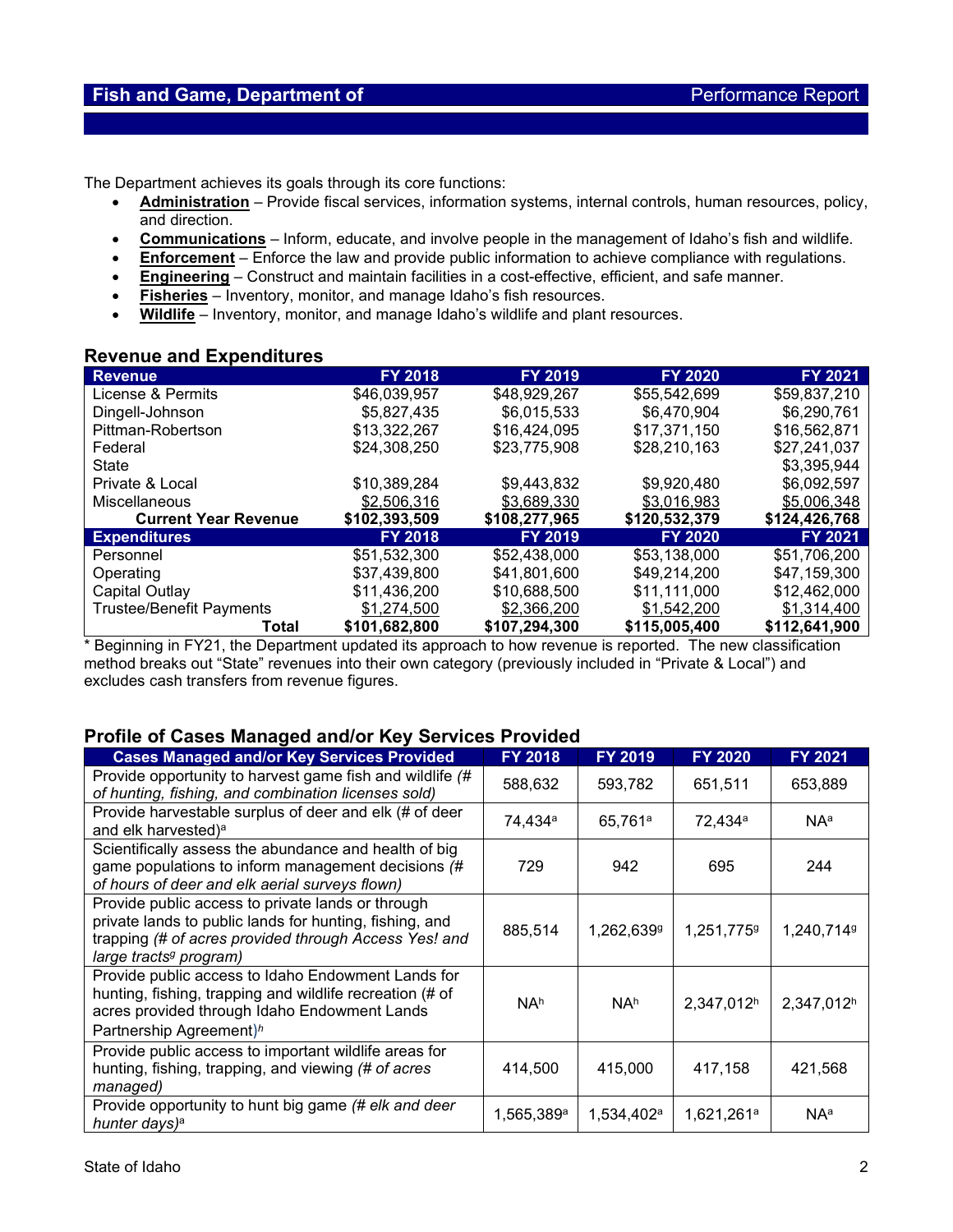## Fish and Game, Department of — Performance Report

The Department achieves its goals through its core functions:

- **Administration** – Provide fiscal services, information systems, internal controls, human resources, policy, and direction.
- **Communications** – Inform, educate, and involve people in the management of Idaho's fish and wildlife.
- **Enforcement** – Enforce the law and provide public information to achieve compliance with regulations.
- **Engineering** – Construct and maintain facilities in a cost-effective, efficient, and safe manner.
- **Fisheries** – Inventory, monitor, and manage Idaho's fish resources.
- **Wildlife** – Inventory, monitor, and manage Idaho's wildlife and plant resources.

### Revenue and Expenditures

| Revenue | FY 2018 | FY 2019 | FY 2020 | FY 2021 |
|---|---|---|---|---|
| License & Permits | $46,039,957 | $48,929,267 | $55,542,699 | $59,837,210 |
| Dingell-Johnson | $5,827,435 | $6,015,533 | $6,470,904 | $6,290,761 |
| Pittman-Robertson | $13,322,267 | $16,424,095 | $17,371,150 | $16,562,871 |
| Federal | $24,308,250 | $23,775,908 | $28,210,163 | $27,241,037 |
| State | | | | $3,395,944 |
| Private & Local | $10,389,284 | $9,443,832 | $9,920,480 | $6,092,597 |
| Miscellaneous | $2,506,316 | $3,689,330 | $3,016,983 | $5,006,348 |
| **Current Year Revenue** | **$102,393,509** | **$108,277,965** | **$120,532,379** | **$124,426,768** |
| **Expenditures** | **FY 2018** | **FY 2019** | **FY 2020** | **FY 2021** |
| Personnel | $51,532,300 | $52,438,000 | $53,138,000 | $51,706,200 |
| Operating | $37,439,800 | $41,801,600 | $49,214,200 | $47,159,300 |
| Capital Outlay | $11,436,200 | $10,688,500 | $11,111,000 | $12,462,000 |
| Trustee/Benefit Payments | $1,274,500 | $2,366,200 | $1,542,200 | $1,314,400 |
| **Total** | **$101,682,800** | **$107,294,300** | **$115,005,400** | **$112,641,900** |

* Beginning in FY21, the Department updated its approach to how revenue is reported. The new classification method breaks out "State" revenues into their own category (previously included in "Private & Local") and excludes cash transfers from revenue figures.

### Profile of Cases Managed and/or Key Services Provided

| Cases Managed and/or Key Services Provided | FY 2018 | FY 2019 | FY 2020 | FY 2021 |
|---|---|---|---|---|
| Provide opportunity to harvest game fish and wildlife *(# of hunting, fishing, and combination licenses sold)* | 588,632 | 593,782 | 651,511 | 653,889 |
| Provide harvestable surplus of deer and elk (# of deer and elk harvested)[a] | 74,434[a] | 65,761[a] | 72,434[a] | NA[a] |
| Scientifically assess the abundance and health of big game populations to inform management decisions *(# of hours of deer and elk aerial surveys flown)* | 729 | 942 | 695 | 244 |
| Provide public access to private lands or through private lands to public lands for hunting, fishing, and trapping *(# of acres provided through Access Yes! and large tracts[g] program)* | 885,514 | 1,262,639[g] | 1,251,775[g] | 1,240,714[g] |
| Provide public access to Idaho Endowment Lands for hunting, fishing, trapping and wildlife recreation (# of acres provided through Idaho Endowment Lands Partnership Agreement)[h] | NA[h] | NA[h] | 2,347,012[h] | 2,347,012[h] |
| Provide public access to important wildlife areas for hunting, fishing, trapping, and viewing *(# of acres managed)* | 414,500 | 415,000 | 417,158 | 421,568 |
| Provide opportunity to hunt big game *(# elk and deer hunter days)*[a] | 1,565,389[a] | 1,534,402[a] | 1,621,261[a] | NA[a] |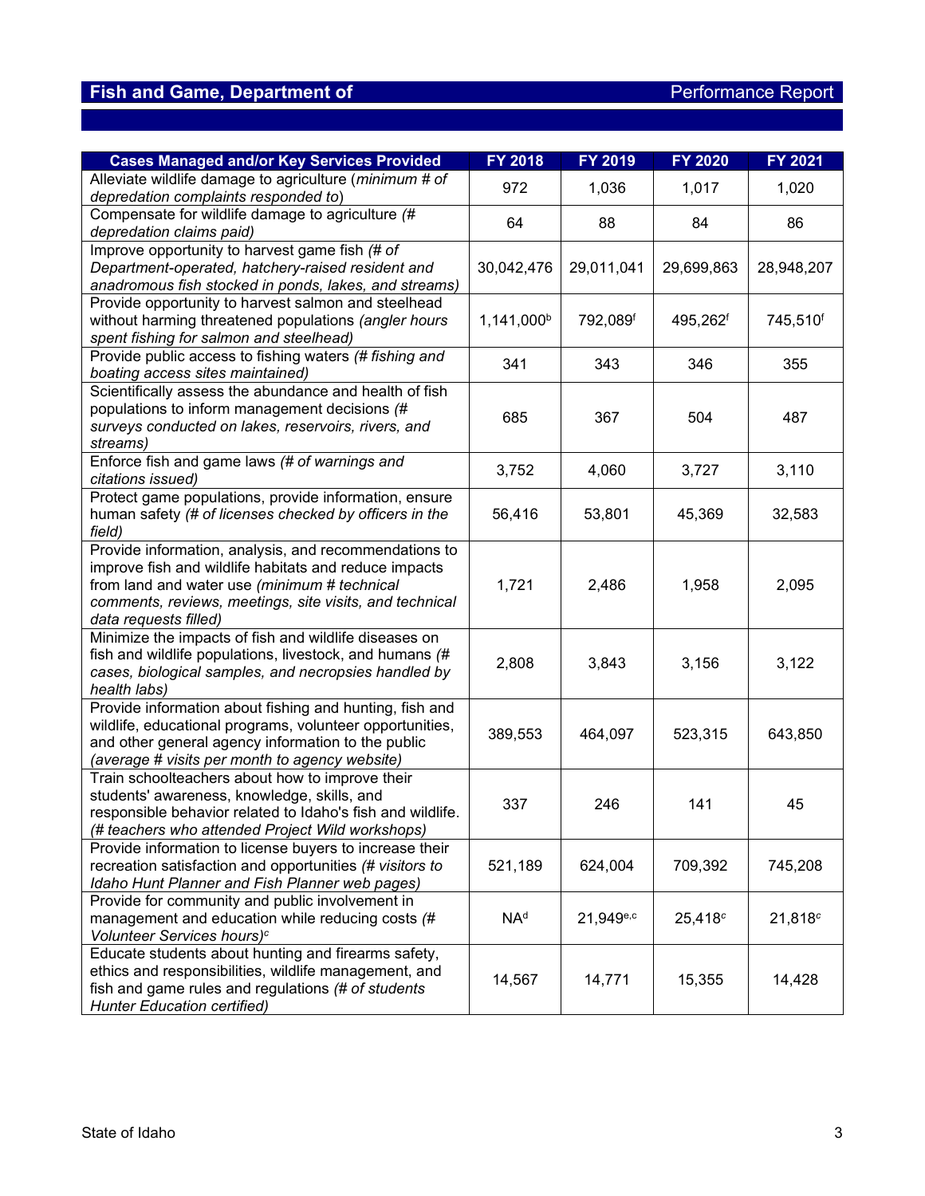| Cases Managed and/or Key Services Provided | FY 2018 | FY 2019 | FY 2020 | FY 2021 |
|---|---|---|---|---|
| Alleviate wildlife damage to agriculture (*minimum # of depredation complaints responded to*) | 972 | 1,036 | 1,017 | 1,020 |
| Compensate for wildlife damage to agriculture (*# depredation claims paid)* | 64 | 88 | 84 | 86 |
| Improve opportunity to harvest game fish *(# of Department-operated, hatchery-raised resident and anadromous fish stocked in ponds, lakes, and streams)* | 30,042,476 | 29,011,041 | 29,699,863 | 28,948,207 |
| Provide opportunity to harvest salmon and steelhead without harming threatened populations *(angler hours spent fishing for salmon and steelhead)* | 1,141,000[b] | 792,089[f] | 495,262[f] | 745,510[f] |
| Provide public access to fishing waters *(# fishing and boating access sites maintained)* | 341 | 343 | 346 | 355 |
| Scientifically assess the abundance and health of fish populations to inform management decisions *(# surveys conducted on lakes, reservoirs, rivers, and streams)* | 685 | 367 | 504 | 487 |
| Enforce fish and game laws *(# of warnings and citations issued)* | 3,752 | 4,060 | 3,727 | 3,110 |
| Protect game populations, provide information, ensure human safety *(# of licenses checked by officers in the field)* | 56,416 | 53,801 | 45,369 | 32,583 |
| Provide information, analysis, and recommendations to improve fish and wildlife habitats and reduce impacts from land and water use *(minimum # technical comments, reviews, meetings, site visits, and technical data requests filled)* | 1,721 | 2,486 | 1,958 | 2,095 |
| Minimize the impacts of fish and wildlife diseases on fish and wildlife populations, livestock, and humans *(# cases, biological samples, and necropsies handled by health labs)* | 2,808 | 3,843 | 3,156 | 3,122 |
| Provide information about fishing and hunting, fish and wildlife, educational programs, volunteer opportunities, and other general agency information to the public *(average # visits per month to agency website)* | 389,553 | 464,097 | 523,315 | 643,850 |
| Train schoolteachers about how to improve their students' awareness, knowledge, skills, and responsible behavior related to Idaho's fish and wildlife. *(# teachers who attended Project Wild workshops)* | 337 | 246 | 141 | 45 |
| Provide information to license buyers to increase their recreation satisfaction and opportunities *(# visitors to Idaho Hunt Planner and Fish Planner web pages)* | 521,189 | 624,004 | 709,392 | 745,208 |
| Provide for community and public involvement in management and education while reducing costs *(# Volunteer Services hours)*[c] | NA[d] | 21,949[e,c] | 25,418[c] | 21,818[c] |
| Educate students about hunting and firearms safety, ethics and responsibilities, wildlife management, and fish and game rules and regulations *(# of students Hunter Education certified)* | 14,567 | 14,771 | 15,355 | 14,428 |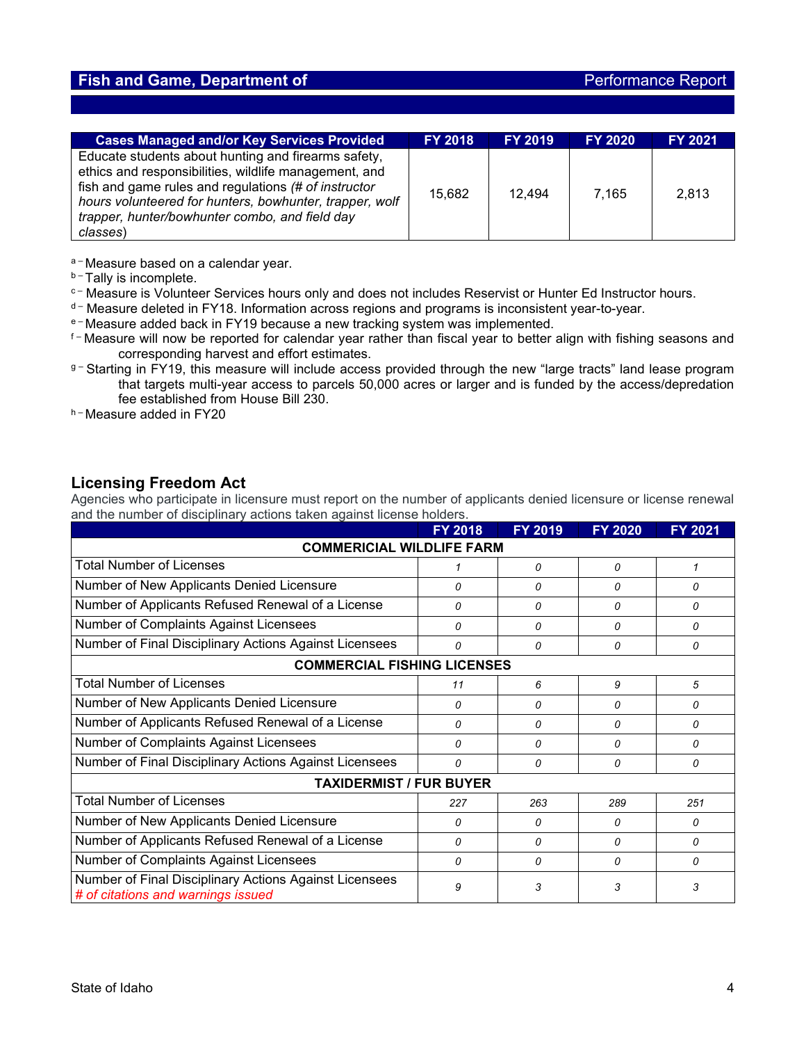| Cases Managed and/or Key Services Provided | FY 2018 | FY 2019 | FY 2020 | FY 2021 |
|---|---|---|---|---|
| Educate students about hunting and firearms safety, ethics and responsibilities, wildlife management, and fish and game rules and regulations *(# of instructor hours volunteered for hunters, bowhunter, trapper, wolf trapper, hunter/bowhunter combo, and field day classes*) | 15,682 | 12,494 | 7,165 | 2,813 |

[a] – Measure based on a calendar year.

[b] – Tally is incomplete.

[c] – Measure is Volunteer Services hours only and does not includes Reservist or Hunter Ed Instructor hours.

[d] – Measure deleted in FY18. Information across regions and programs is inconsistent year-to-year.

[e] – Measure added back in FY19 because a new tracking system was implemented.

[f] – Measure will now be reported for calendar year rather than fiscal year to better align with fishing seasons and corresponding harvest and effort estimates.

[g] – Starting in FY19, this measure will include access provided through the new "large tracts" land lease program that targets multi-year access to parcels 50,000 acres or larger and is funded by the access/depredation fee established from House Bill 230.

[h] – Measure added in FY20

## Licensing Freedom Act

Agencies who participate in licensure must report on the number of applicants denied licensure or license renewal and the number of disciplinary actions taken against license holders.

| | FY 2018 | FY 2019 | FY 2020 | FY 2021 |
|---|---|---|---|---|
| **COMMERCIAL WILDLIFE FARM** | | | | |
| Total Number of Licenses | *1* | *0* | *0* | *1* |
| Number of New Applicants Denied Licensure | *0* | *0* | *0* | *0* |
| Number of Applicants Refused Renewal of a License | *0* | *0* | *0* | *0* |
| Number of Complaints Against Licensees | *0* | *0* | *0* | *0* |
| Number of Final Disciplinary Actions Against Licensees | *0* | *0* | *0* | *0* |
| **COMMERCIAL FISHING LICENSES** | | | | |
| Total Number of Licenses | *11* | *6* | *9* | *5* |
| Number of New Applicants Denied Licensure | *0* | *0* | *0* | *0* |
| Number of Applicants Refused Renewal of a License | *0* | *0* | *0* | *0* |
| Number of Complaints Against Licensees | *0* | *0* | *0* | *0* |
| Number of Final Disciplinary Actions Against Licensees | *0* | *0* | *0* | *0* |
| **TAXIDERMIST / FUR BUYER** | | | | |
| Total Number of Licenses | *227* | *263* | *289* | *251* |
| Number of New Applicants Denied Licensure | *0* | *0* | *0* | *0* |
| Number of Applicants Refused Renewal of a License | *0* | *0* | *0* | *0* |
| Number of Complaints Against Licensees | *0* | *0* | *0* | *0* |
| Number of Final Disciplinary Actions Against Licensees *# of citations and warnings issued* | *9* | *3* | *3* | *3* |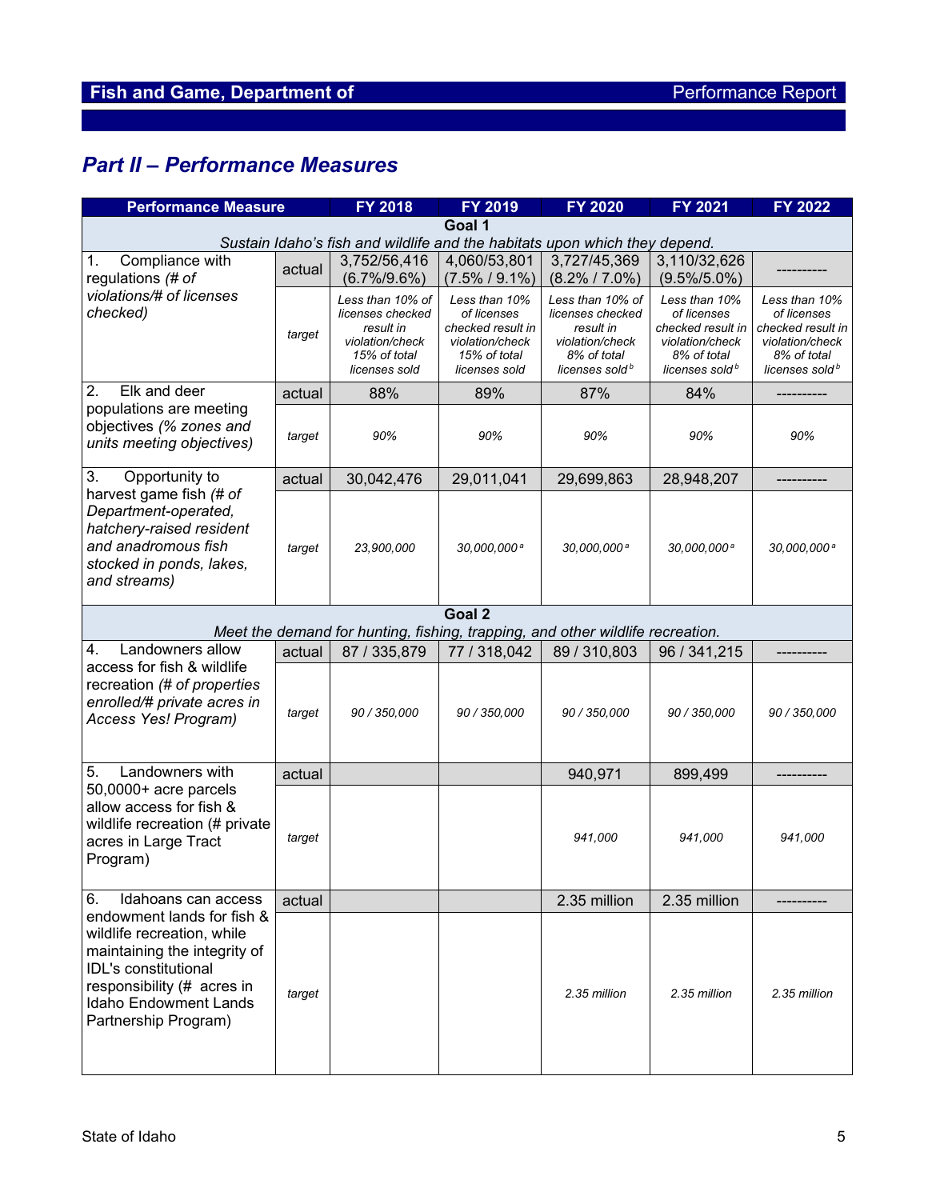## Part II – Performance Measures

| Performance Measure | | FY 2018 | FY 2019 | FY 2020 | FY 2021 | FY 2022 |
|---|---|---|---|---|---|---|
| **Goal 1**<br>*Sustain Idaho's fish and wildlife and the habitats upon which they depend.* | | | | | | |
| 1. Compliance with regulations *(# of violations/# of licenses checked)* | actual | 3,752/56,416 (6.7%/9.6%) | 4,060/53,801 (7.5% / 9.1%) | 3,727/45,369 (8.2% / 7.0%) | 3,110/32,626 (9.5%/5.0%) | ---------- |
| | *target* | *Less than 10% of licenses checked result in violation/check 15% of total licenses sold* | *Less than 10% of licenses checked result in violation/check 15% of total licenses sold* | *Less than 10% of licenses checked result in violation/check 8% of total licenses sold* [b] | *Less than 10% of licenses checked result in violation/check 8% of total licenses sold* [b] | *Less than 10% of licenses checked result in violation/check 8% of total licenses sold* [b] |
| 2. Elk and deer populations are meeting objectives *(% zones and units meeting objectives)* | actual | 88% | 89% | 87% | 84% | ---------- |
| | *target* | *90%* | *90%* | *90%* | *90%* | *90%* |
| 3. Opportunity to harvest game fish *(# of Department-operated, hatchery-raised resident and anadromous fish stocked in ponds, lakes, and streams)* | actual | 30,042,476 | 29,011,041 | 29,699,863 | 28,948,207 | ---------- |
| | *target* | *23,900,000* | *30,000,000* [a] | *30,000,000* [a] | *30,000,000* [a] | *30,000,000* [a] |
| **Goal 2**<br>*Meet the demand for hunting, fishing, trapping, and other wildlife recreation.* | | | | | | |
| 4. Landowners allow access for fish & wildlife recreation *(# of properties enrolled/# private acres in Access Yes! Program)* | actual | 87 / 335,879 | 77 / 318,042 | 89 / 310,803 | 96 / 341,215 | ---------- |
| | *target* | *90 / 350,000* | *90 / 350,000* | *90 / 350,000* | *90 / 350,000* | *90 / 350,000* |
| 5. Landowners with 50,0000+ acre parcels allow access for fish & wildlife recreation (# private acres in Large Tract Program) | actual | | | 940,971 | 899,499 | ---------- |
| | *target* | | | *941,000* | *941,000* | *941,000* |
| 6. Idahoans can access endowment lands for fish & wildlife recreation, while maintaining the integrity of IDL's constitutional responsibility (# acres in Idaho Endowment Lands Partnership Program) | actual | | | 2.35 million | 2.35 million | ---------- |
| | *target* | | | *2.35 million* | *2.35 million* | *2.35 million* |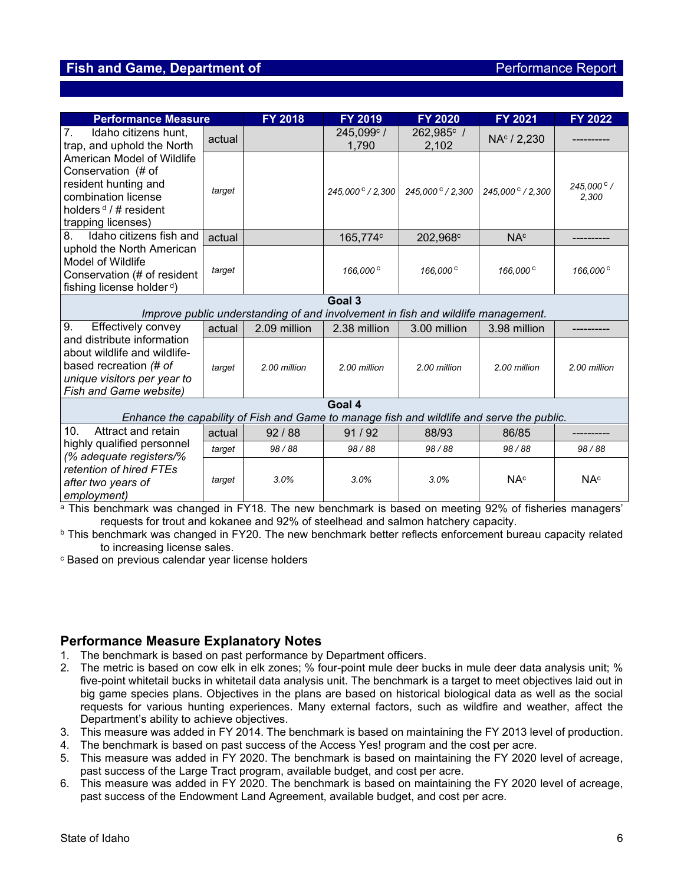## Fish and Game, Department of — Performance Report

| Performance Measure | | FY 2018 | FY 2019 | FY 2020 | FY 2021 | FY 2022 |
|---|---|---|---|---|---|---|
| 7. Idaho citizens hunt, trap, and uphold the North American Model of Wildlife Conservation (# of resident hunting and combination license holders [d] / # resident trapping licenses) | actual | | 245,099[c] / 1,790 | 262,985[c] / 2,102 | NA[c] / 2,230 | ---------- |
| | *target* | | *245,000 [c] / 2,300* | *245,000 [c] / 2,300* | *245,000 [c] / 2,300* | *245,000 [c] / 2,300* |
| 8. Idaho citizens fish and uphold the North American Model of Wildlife Conservation (# of resident fishing license holder [d]) | actual | | 165,774[c] | 202,968[c] | NA[c] | ---------- |
| | *target* | | *166,000 [c]* | *166,000 [c]* | *166,000 [c]* | *166,000 [c]* |
| **Goal 3**<br>*Improve public understanding of and involvement in fish and wildlife management.* | | | | | | |
| 9. Effectively convey and distribute information about wildlife and wildlife-based recreation *(# of unique visitors per year to Fish and Game website)* | actual | 2.09 million | 2.38 million | 3.00 million | 3.98 million | ---------- |
| | *target* | *2.00 million* | *2.00 million* | *2.00 million* | *2.00 million* | *2.00 million* |
| **Goal 4**<br>*Enhance the capability of Fish and Game to manage fish and wildlife and serve the public.* | | | | | | |
| 10. Attract and retain highly qualified personnel *(% adequate registers/% retention of hired FTEs after two years of employment)* | actual | 92 / 88 | 91 / 92 | 88/93 | 86/85 | ---------- |
| | *target* | *98 / 88* | *98 / 88* | *98 / 88* | *98 / 88* | *98 / 88* |
| | *target* | *3.0%* | *3.0%* | *3.0%* | NA[c] | NA[c] |

[a] This benchmark was changed in FY18. The new benchmark is based on meeting 92% of fisheries managers' requests for trout and kokanee and 92% of steelhead and salmon hatchery capacity.

[b] This benchmark was changed in FY20. The new benchmark better reflects enforcement bureau capacity related to increasing license sales.

[c] Based on previous calendar year license holders

## Performance Measure Explanatory Notes

1. The benchmark is based on past performance by Department officers.
2. The metric is based on cow elk in elk zones; % four-point mule deer bucks in mule deer data analysis unit; % five-point whitetail bucks in whitetail data analysis unit. The benchmark is a target to meet objectives laid out in big game species plans. Objectives in the plans are based on historical biological data as well as the social requests for various hunting experiences. Many external factors, such as wildfire and weather, affect the Department's ability to achieve objectives.
3. This measure was added in FY 2014. The benchmark is based on maintaining the FY 2013 level of production.
4. The benchmark is based on past success of the Access Yes! program and the cost per acre.
5. This measure was added in FY 2020. The benchmark is based on maintaining the FY 2020 level of acreage, past success of the Large Tract program, available budget, and cost per acre.
6. This measure was added in FY 2020. The benchmark is based on maintaining the FY 2020 level of acreage, past success of the Endowment Land Agreement, available budget, and cost per acre.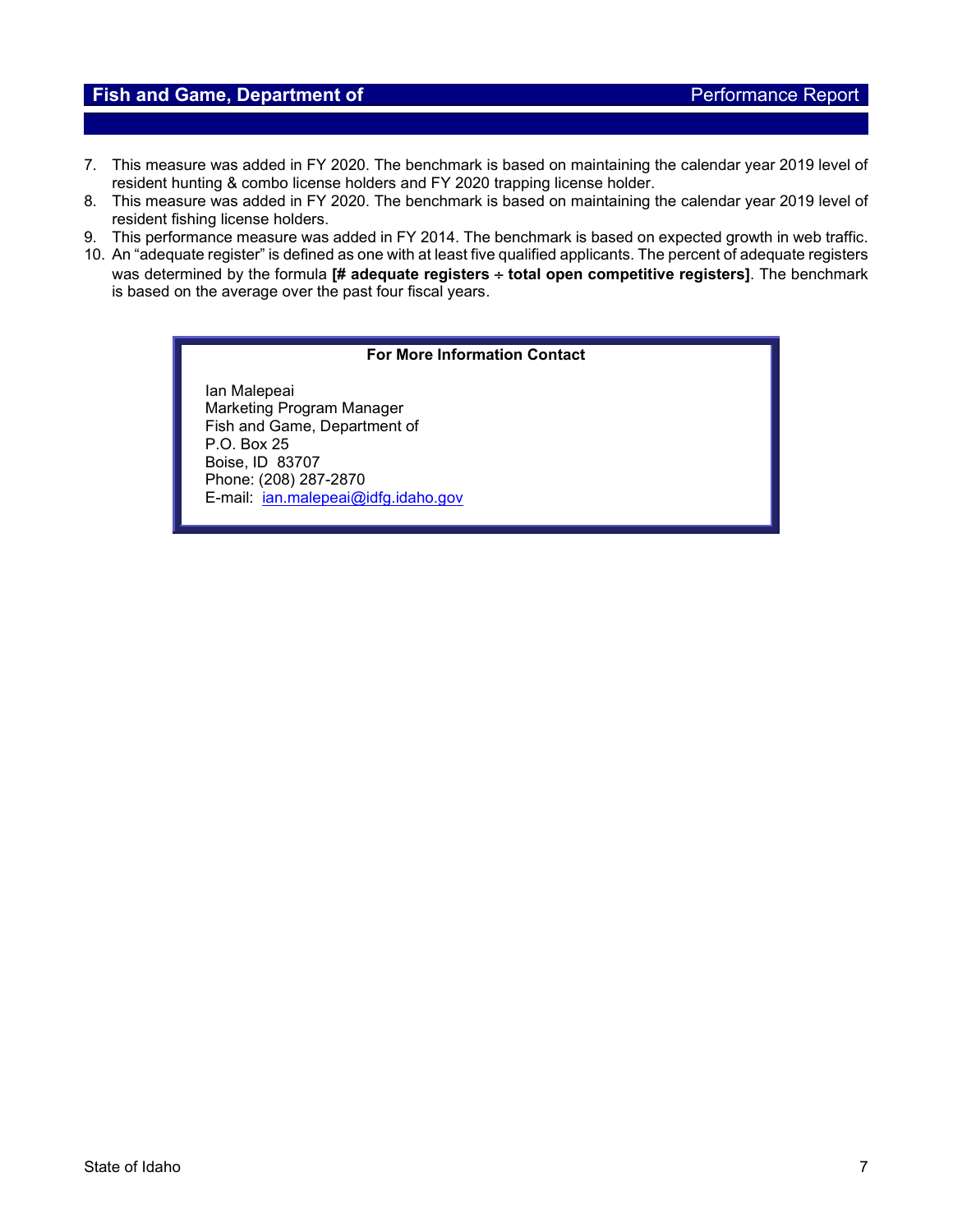7. This measure was added in FY 2020. The benchmark is based on maintaining the calendar year 2019 level of resident hunting & combo license holders and FY 2020 trapping license holder.
8. This measure was added in FY 2020. The benchmark is based on maintaining the calendar year 2019 level of resident fishing license holders.
9. This performance measure was added in FY 2014. The benchmark is based on expected growth in web traffic.
10. An "adequate register" is defined as one with at least five qualified applicants. The percent of adequate registers was determined by the formula **[# adequate registers ÷ total open competitive registers]**. The benchmark is based on the average over the past four fiscal years.

**For More Information Contact**

Ian Malepeai
Marketing Program Manager
Fish and Game, Department of
P.O. Box 25
Boise, ID 83707
Phone: (208) 287-2870
E-mail: ian.malepeai@idfg.idaho.gov